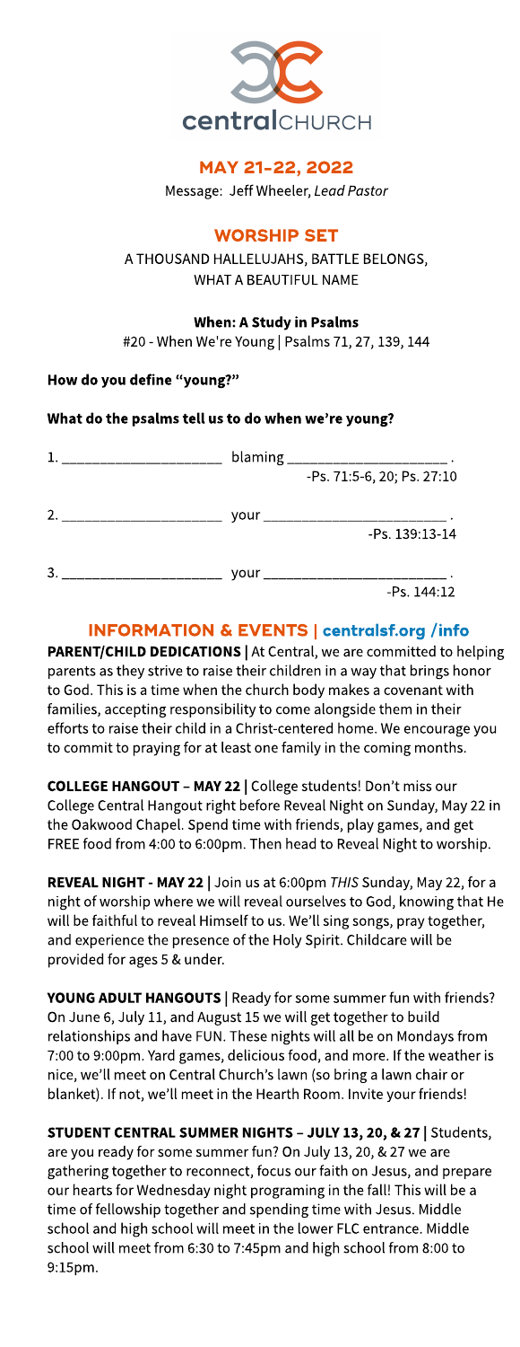centralCHURCH

## MAY 21-22, 2022

Message: Jeff Wheeler, *Lead Pastor*

## WORSHIP SET

A THOUSAND HALLELUJAHS, BATTLE BELONGS, WHAT A BEAUTIFUL NAME

**When: A Study in Psalms**

#20 - When We're Young | Psalms 71, 27, 139, 144

**How do you define "young?"**

**What do the psalms tell us to do when we're young?**

1. ____________________ blaming ____________________ .
   -Ps. 71:5-6, 20; Ps. 27:10

2. ____________________ your ____________________ .
   -Ps. 139:13-14

3. ____________________ your ____________________ .
   -Ps. 144:12

## INFORMATION & EVENTS | centralsf.org /info

**PARENT/CHILD DEDICATIONS |** At Central, we are committed to helping parents as they strive to raise their children in a way that brings honor to God. This is a time when the church body makes a covenant with families, accepting responsibility to come alongside them in their efforts to raise their child in a Christ-centered home. We encourage you to commit to praying for at least one family in the coming months.

**COLLEGE HANGOUT – MAY 22 |** College students! Don't miss our College Central Hangout right before Reveal Night on Sunday, May 22 in the Oakwood Chapel. Spend time with friends, play games, and get FREE food from 4:00 to 6:00pm. Then head to Reveal Night to worship.

**REVEAL NIGHT - MAY 22 |** Join us at 6:00pm *THIS* Sunday, May 22, for a night of worship where we will reveal ourselves to God, knowing that He will be faithful to reveal Himself to us. We'll sing songs, pray together, and experience the presence of the Holy Spirit. Childcare will be provided for ages 5 & under.

**YOUNG ADULT HANGOUTS |** Ready for some summer fun with friends? On June 6, July 11, and August 15 we will get together to build relationships and have FUN. These nights will all be on Mondays from 7:00 to 9:00pm. Yard games, delicious food, and more. If the weather is nice, we'll meet on Central Church's lawn (so bring a lawn chair or blanket). If not, we'll meet in the Hearth Room. Invite your friends!

**STUDENT CENTRAL SUMMER NIGHTS – JULY 13, 20, & 27 |** Students, are you ready for some summer fun? On July 13, 20, & 27 we are gathering together to reconnect, focus our faith on Jesus, and prepare our hearts for Wednesday night programing in the fall! This will be a time of fellowship together and spending time with Jesus. Middle school and high school will meet in the lower FLC entrance. Middle school will meet from 6:30 to 7:45pm and high school from 8:00 to 9:15pm.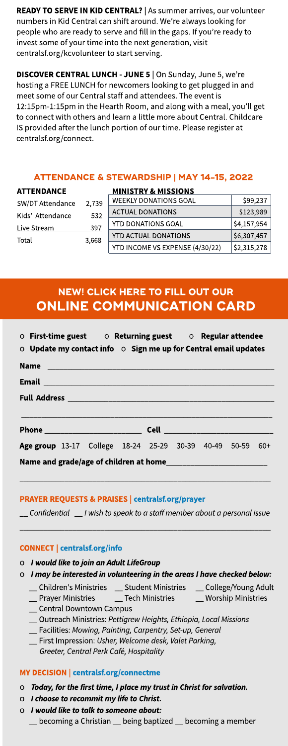**READY TO SERVE IN KID CENTRAL?** | As summer arrives, our volunteer numbers in Kid Central can shift around. We're always looking for people who are ready to serve and fill in the gaps. If you're ready to invest some of your time into the next generation, visit centralsf.org/kcvolunteer to start serving.

**DISCOVER CENTRAL LUNCH - JUNE 5** | On Sunday, June 5, we're hosting a FREE LUNCH for newcomers looking to get plugged in and meet some of our Central staff and attendees. The event is 12:15pm-1:15pm in the Hearth Room, and along with a meal, you'll get to connect with others and learn a little more about Central. Childcare IS provided after the lunch portion of our time. Please register at centralsf.org/connect.

## ATTENDANCE & STEWARDSHIP | MAY 14-15, 2022

**ATTENDANCE**

| | |
|---|---|
| SW/DT Attendance | 2,739 |
| Kids' Attendance | 532 |
| Live Stream | 397 |
| Total | 3,668 |

**MINISTRY & MISSIONS**

| | |
|---|---|
| WEEKLY DONATIONS GOAL | $99,237 |
| ACTUAL DONATIONS | $123,989 |
| YTD DONATIONS GOAL | $4,157,954 |
| YTD ACTUAL DONATIONS | $6,307,457 |
| YTD INCOME VS EXPENSE (4/30/22) | $2,315,278 |

## NEW! CLICK HERE TO FILL OUT OUR ONLINE COMMUNICATION CARD

○ **First-time guest** ○ **Returning guest** ○ **Regular attendee**
○ **Update my contact info** ○ **Sign me up for Central email updates**

**Name** ______________________________

**Email** ______________________________

**Full Address** ______________________________

______________________________

**Phone** ______________ **Cell** ______________

**Age group** 13-17 College 18-24 25-29 30-39 40-49 50-59 60+

**Name and grade/age of children at home** ______________

______________________________

### PRAYER REQUESTS & PRAISES | centralsf.org/prayer

__ *Confidential* __ *I wish to speak to a staff member about a personal issue*

______________________________

### CONNECT | centralsf.org/info

○ ***I would like to join an Adult LifeGroup***

○ ***I may be interested in volunteering in the areas I have checked below:***

__ Children's Ministries __ Student Ministries __ College/Young Adult
__ Prayer Ministries __ Tech Ministries __ Worship Ministries
__ Central Downtown Campus
__ Outreach Ministries: *Pettigrew Heights, Ethiopia, Local Missions*
__ Facilities: *Mowing, Painting, Carpentry, Set-up, General*
__ First Impression: *Usher, Welcome desk, Valet Parking, Greeter, Central Perk Café, Hospitality*

### MY DECISION | centralsf.org/connectme

○ ***Today, for the first time, I place my trust in Christ for salvation.***

○ ***I choose to recommit my life to Christ.***

○ ***I would like to talk to someone about:***

__ becoming a Christian __ being baptized __ becoming a member